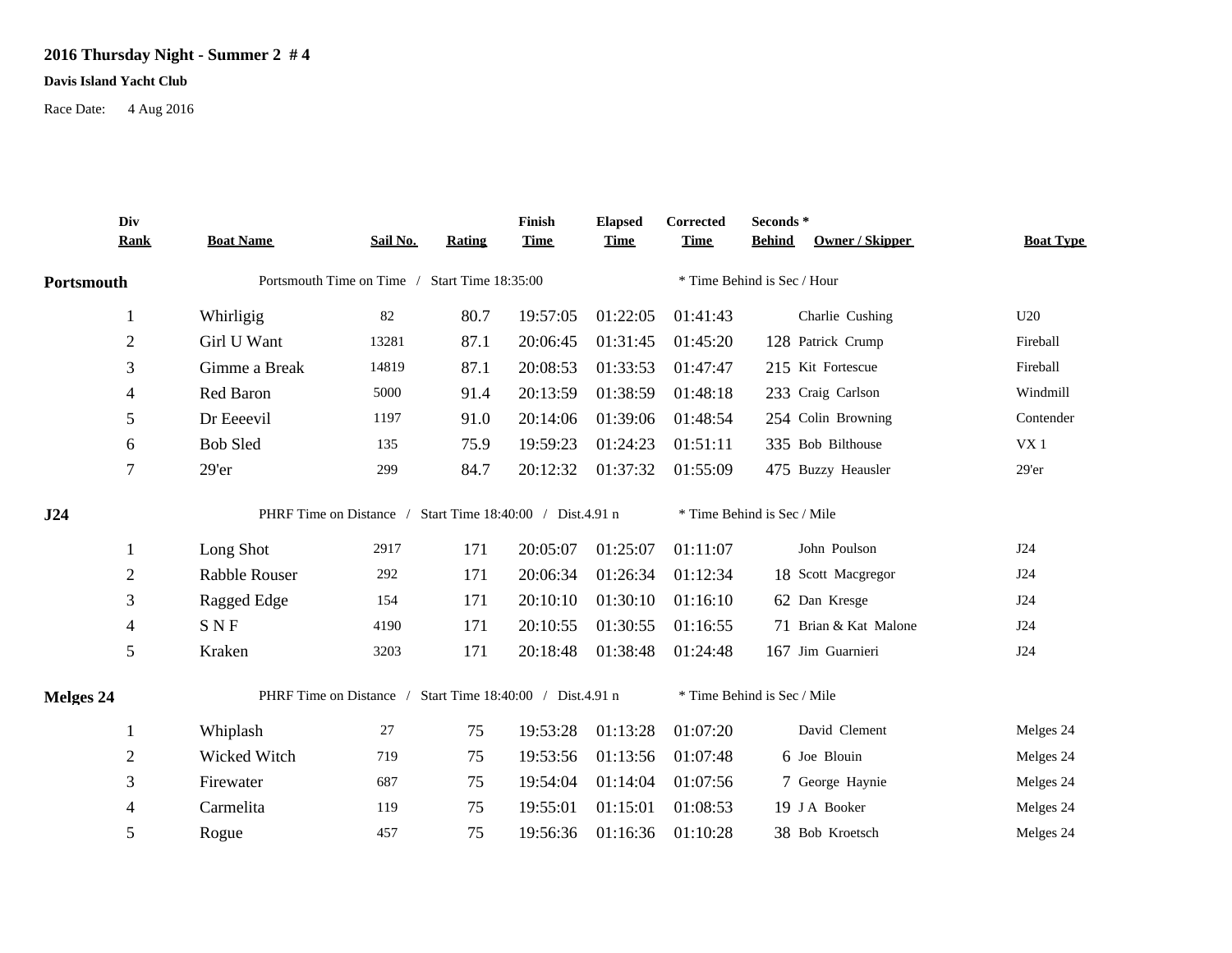# 2016 Thursday Night - Summer 2 # 4

**Davis Island Yacht Club**

Race Date: 4 Aug 2016

| Div Rank | Boat Name | Sail No. | Rating | Finish Time | Elapsed Time | Corrected Time | Seconds * Behind | Owner / Skipper | Boat Type |
|---|---|---|---|---|---|---|---|---|---|
| **Portsmouth** | Portsmouth Time on Time / Start Time 18:35:00 | | | | | * Time Behind is Sec / Hour | | | |
| 1 | Whirligig | 82 | 80.7 | 19:57:05 | 01:22:05 | 01:41:43 | | Charlie Cushing | U20 |
| 2 | Girl U Want | 13281 | 87.1 | 20:06:45 | 01:31:45 | 01:45:20 | 128 | Patrick Crump | Fireball |
| 3 | Gimme a Break | 14819 | 87.1 | 20:08:53 | 01:33:53 | 01:47:47 | 215 | Kit Fortescue | Fireball |
| 4 | Red Baron | 5000 | 91.4 | 20:13:59 | 01:38:59 | 01:48:18 | 233 | Craig Carlson | Windmill |
| 5 | Dr Eeeevil | 1197 | 91.0 | 20:14:06 | 01:39:06 | 01:48:54 | 254 | Colin Browning | Contender |
| 6 | Bob Sled | 135 | 75.9 | 19:59:23 | 01:24:23 | 01:51:11 | 335 | Bob Bilthouse | VX 1 |
| 7 | 29'er | 299 | 84.7 | 20:12:32 | 01:37:32 | 01:55:09 | 475 | Buzzy Heausler | 29'er |
| **J24** | PHRF Time on Distance / Start Time 18:40:00 / Dist.4.91 n | | | | | * Time Behind is Sec / Mile | | | |
| 1 | Long Shot | 2917 | 171 | 20:05:07 | 01:25:07 | 01:11:07 | | John Poulson | J24 |
| 2 | Rabble Rouser | 292 | 171 | 20:06:34 | 01:26:34 | 01:12:34 | 18 | Scott Macgregor | J24 |
| 3 | Ragged Edge | 154 | 171 | 20:10:10 | 01:30:10 | 01:16:10 | 62 | Dan Kresge | J24 |
| 4 | S N F | 4190 | 171 | 20:10:55 | 01:30:55 | 01:16:55 | 71 | Brian & Kat Malone | J24 |
| 5 | Kraken | 3203 | 171 | 20:18:48 | 01:38:48 | 01:24:48 | 167 | Jim Guarnieri | J24 |
| **Melges 24** | PHRF Time on Distance / Start Time 18:40:00 / Dist.4.91 n | | | | | * Time Behind is Sec / Mile | | | |
| 1 | Whiplash | 27 | 75 | 19:53:28 | 01:13:28 | 01:07:20 | | David Clement | Melges 24 |
| 2 | Wicked Witch | 719 | 75 | 19:53:56 | 01:13:56 | 01:07:48 | 6 | Joe Blouin | Melges 24 |
| 3 | Firewater | 687 | 75 | 19:54:04 | 01:14:04 | 01:07:56 | 7 | George Haynie | Melges 24 |
| 4 | Carmelita | 119 | 75 | 19:55:01 | 01:15:01 | 01:08:53 | 19 | J A Booker | Melges 24 |
| 5 | Rogue | 457 | 75 | 19:56:36 | 01:16:36 | 01:10:28 | 38 | Bob Kroetsch | Melges 24 |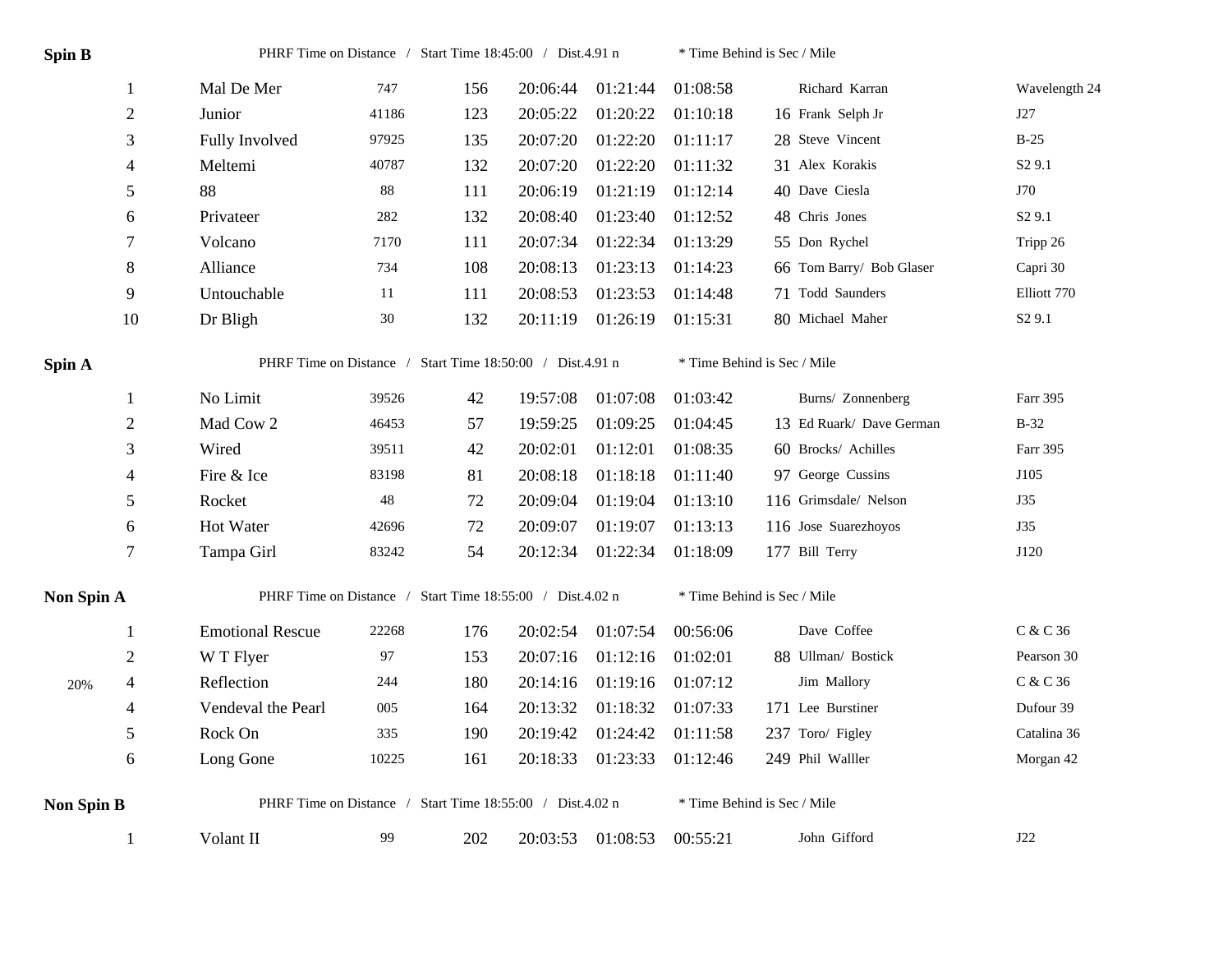## Spin B

PHRF Time on Distance / Start Time 18:45:00 / Dist.4.91 n * Time Behind is Sec / Mile

| Place | Boat | Sail # | PHRF | Finish | Elapsed | Corrected | * | Skipper | Type |
|---|---|---|---|---|---|---|---|---|---|
| 1 | Mal De Mer | 747 | 156 | 20:06:44 | 01:21:44 | 01:08:58 | | Richard Karran | Wavelength 24 |
| 2 | Junior | 41186 | 123 | 20:05:22 | 01:20:22 | 01:10:18 | 16 | Frank Selph Jr | J27 |
| 3 | Fully Involved | 97925 | 135 | 20:07:20 | 01:22:20 | 01:11:17 | 28 | Steve Vincent | B-25 |
| 4 | Meltemi | 40787 | 132 | 20:07:20 | 01:22:20 | 01:11:32 | 31 | Alex Korakis | S2 9.1 |
| 5 | 88 | 88 | 111 | 20:06:19 | 01:21:19 | 01:12:14 | 40 | Dave Ciesla | J70 |
| 6 | Privateer | 282 | 132 | 20:08:40 | 01:23:40 | 01:12:52 | 48 | Chris Jones | S2 9.1 |
| 7 | Volcano | 7170 | 111 | 20:07:34 | 01:22:34 | 01:13:29 | 55 | Don Rychel | Tripp 26 |
| 8 | Alliance | 734 | 108 | 20:08:13 | 01:23:13 | 01:14:23 | 66 | Tom Barry/ Bob Glaser | Capri 30 |
| 9 | Untouchable | 11 | 111 | 20:08:53 | 01:23:53 | 01:14:48 | 71 | Todd Saunders | Elliott 770 |
| 10 | Dr Bligh | 30 | 132 | 20:11:19 | 01:26:19 | 01:15:31 | 80 | Michael Maher | S2 9.1 |

## Spin A

PHRF Time on Distance / Start Time 18:50:00 / Dist.4.91 n * Time Behind is Sec / Mile

| Place | Boat | Sail # | PHRF | Finish | Elapsed | Corrected | * | Skipper | Type |
|---|---|---|---|---|---|---|---|---|---|
| 1 | No Limit | 39526 | 42 | 19:57:08 | 01:07:08 | 01:03:42 | | Burns/ Zonnenberg | Farr 395 |
| 2 | Mad Cow 2 | 46453 | 57 | 19:59:25 | 01:09:25 | 01:04:45 | 13 | Ed Ruark/ Dave German | B-32 |
| 3 | Wired | 39511 | 42 | 20:02:01 | 01:12:01 | 01:08:35 | 60 | Brocks/ Achilles | Farr 395 |
| 4 | Fire & Ice | 83198 | 81 | 20:08:18 | 01:18:18 | 01:11:40 | 97 | George Cussins | J105 |
| 5 | Rocket | 48 | 72 | 20:09:04 | 01:19:04 | 01:13:10 | 116 | Grimsdale/ Nelson | J35 |
| 6 | Hot Water | 42696 | 72 | 20:09:07 | 01:19:07 | 01:13:13 | 116 | Jose Suarezhoyos | J35 |
| 7 | Tampa Girl | 83242 | 54 | 20:12:34 | 01:22:34 | 01:18:09 | 177 | Bill Terry | J120 |

## Non Spin A

PHRF Time on Distance / Start Time 18:55:00 / Dist.4.02 n * Time Behind is Sec / Mile

| | Place | Boat | Sail # | PHRF | Finish | Elapsed | Corrected | * | Skipper | Type |
|---|---|---|---|---|---|---|---|---|---|---|
| | 1 | Emotional Rescue | 22268 | 176 | 20:02:54 | 01:07:54 | 00:56:06 | | Dave Coffee | C & C 36 |
| | 2 | W T Flyer | 97 | 153 | 20:07:16 | 01:12:16 | 01:02:01 | 88 | Ullman/ Bostick | Pearson 30 |
| 20% | 4 | Reflection | 244 | 180 | 20:14:16 | 01:19:16 | 01:07:12 | | Jim Mallory | C & C 36 |
| | 4 | Vendeval the Pearl | 005 | 164 | 20:13:32 | 01:18:32 | 01:07:33 | 171 | Lee Burstiner | Dufour 39 |
| | 5 | Rock On | 335 | 190 | 20:19:42 | 01:24:42 | 01:11:58 | 237 | Toro/ Figley | Catalina 36 |
| | 6 | Long Gone | 10225 | 161 | 20:18:33 | 01:23:33 | 01:12:46 | 249 | Phil Walller | Morgan 42 |

## Non Spin B

PHRF Time on Distance / Start Time 18:55:00 / Dist.4.02 n * Time Behind is Sec / Mile

| Place | Boat | Sail # | PHRF | Finish | Elapsed | Corrected | * | Skipper | Type |
|---|---|---|---|---|---|---|---|---|---|
| 1 | Volant II | 99 | 202 | 20:03:53 | 01:08:53 | 00:55:21 | | John Gifford | J22 |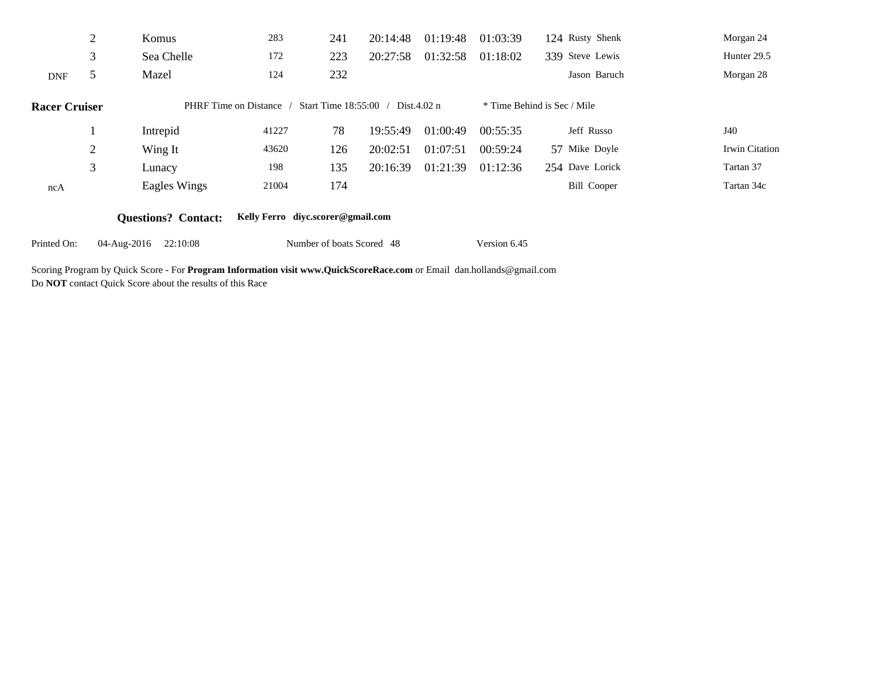| | | | | | | | | | | |
|---|---|---|---|---|---|---|---|---|---|---|
| | 2 | Komus | 283 | 241 | 20:14:48 | 01:19:48 | 01:03:39 | 124 | Rusty Shenk | Morgan 24 |
| | 3 | Sea Chelle | 172 | 223 | 20:27:58 | 01:32:58 | 01:18:02 | 339 | Steve Lewis | Hunter 29.5 |
| DNF | 5 | Mazel | 124 | 232 | | | | | Jason Baruch | Morgan 28 |

**Racer Cruiser** PHRF Time on Distance / Start Time 18:55:00 / Dist.4.02 n * Time Behind is Sec / Mile

| | | | | | | | | | | |
|---|---|---|---|---|---|---|---|---|---|---|
| | 1 | Intrepid | 41227 | 78 | 19:55:49 | 01:00:49 | 00:55:35 | | Jeff Russo | J40 |
| | 2 | Wing It | 43620 | 126 | 20:02:51 | 01:07:51 | 00:59:24 | 57 | Mike Doyle | Irwin Citation |
| | 3 | Lunacy | 198 | 135 | 20:16:39 | 01:21:39 | 01:12:36 | 254 | Dave Lorick | Tartan 37 |
| ncA | | Eagles Wings | 21004 | 174 | | | | | Bill Cooper | Tartan 34c |

**Questions? Contact:** **Kelly Ferro diyc.scorer@gmail.com**

Printed On: 04-Aug-2016 22:10:08 Number of boats Scored 48 Version 6.45

Scoring Program by Quick Score - For **Program Information visit www.QuickScoreRace.com** or Email dan.hollands@gmail.com
Do **NOT** contact Quick Score about the results of this Race